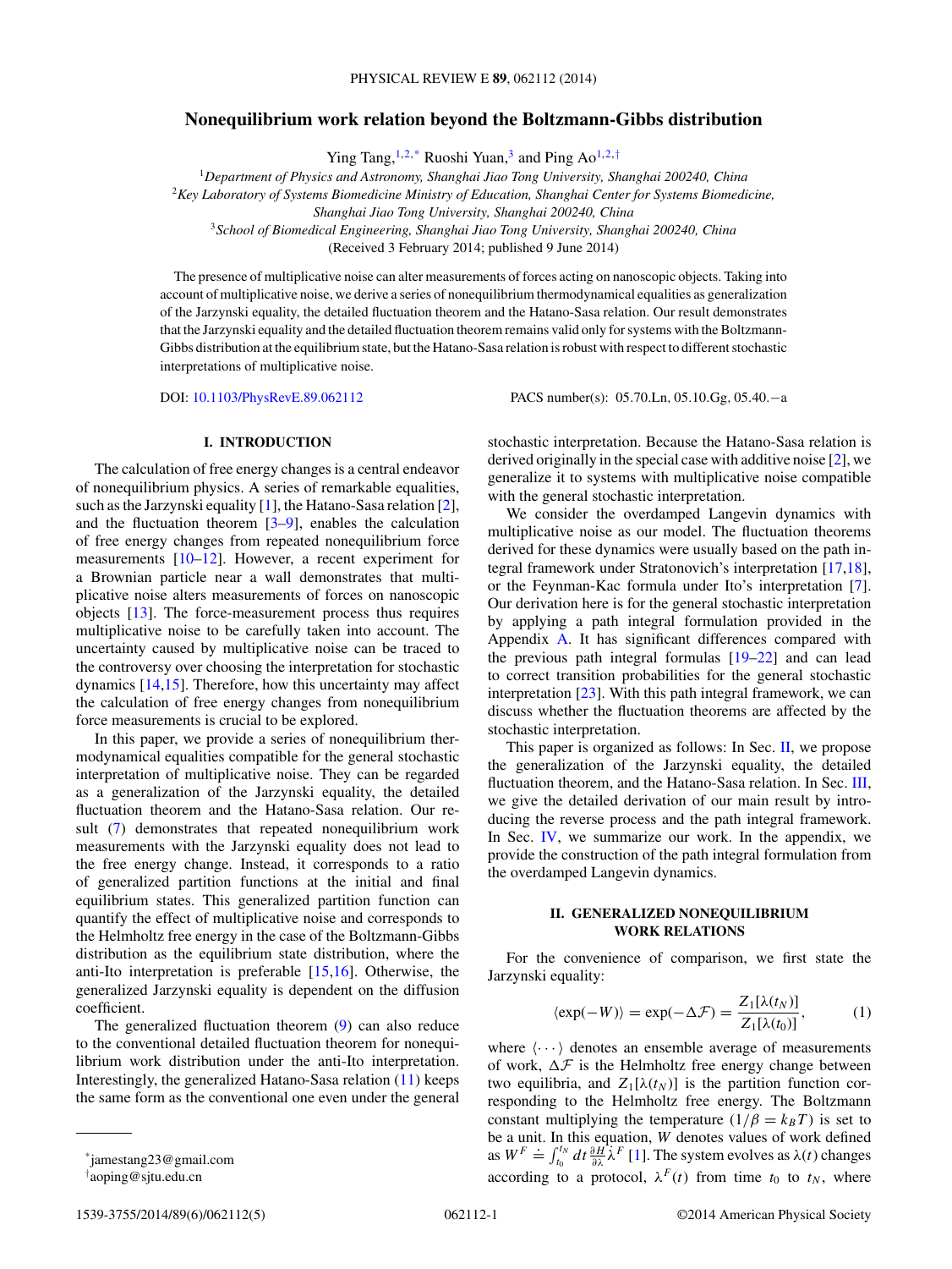# Nonequilibrium work relation beyond the Boltzmann-Gibbs distribution

Ying Tang,[1,2,*] Ruoshi Yuan,[3] and Ping Ao[1,2,†]

[1]*Department of Physics and Astronomy, Shanghai Jiao Tong University, Shanghai 200240, China*
[2]*Key Laboratory of Systems Biomedicine Ministry of Education, Shanghai Center for Systems Biomedicine, Shanghai Jiao Tong University, Shanghai 200240, China*
[3]*School of Biomedical Engineering, Shanghai Jiao Tong University, Shanghai 200240, China*

(Received 3 February 2014; published 9 June 2014)

The presence of multiplicative noise can alter measurements of forces acting on nanoscopic objects. Taking into account of multiplicative noise, we derive a series of nonequilibrium thermodynamical equalities as generalization of the Jarzynski equality, the detailed fluctuation theorem and the Hatano-Sasa relation. Our result demonstrates that the Jarzynski equality and the detailed fluctuation theorem remains valid only for systems with the Boltzmann-Gibbs distribution at the equilibrium state, but the Hatano-Sasa relation is robust with respect to different stochastic interpretations of multiplicative noise.

DOI: 10.1103/PhysRevE.89.062112 PACS number(s): 05.70.Ln, 05.10.Gg, 05.40.−a

## I. INTRODUCTION

The calculation of free energy changes is a central endeavor of nonequilibrium physics. A series of remarkable equalities, such as the Jarzynski equality [1], the Hatano-Sasa relation [2], and the fluctuation theorem [3–9], enables the calculation of free energy changes from repeated nonequilibrium force measurements [10–12]. However, a recent experiment for a Brownian particle near a wall demonstrates that multiplicative noise alters measurements of forces on nanoscopic objects [13]. The force-measurement process thus requires multiplicative noise to be carefully taken into account. The uncertainty caused by multiplicative noise can be traced to the controversy over choosing the interpretation for stochastic dynamics [14,15]. Therefore, how this uncertainty may affect the calculation of free energy changes from nonequilibrium force measurements is crucial to be explored.

In this paper, we provide a series of nonequilibrium thermodynamical equalities compatible for the general stochastic interpretation of multiplicative noise. They can be regarded as a generalization of the Jarzynski equality, the detailed fluctuation theorem and the Hatano-Sasa relation. Our result (7) demonstrates that repeated nonequilibrium work measurements with the Jarzynski equality does not lead to the free energy change. Instead, it corresponds to a ratio of generalized partition functions at the initial and final equilibrium states. This generalized partition function can quantify the effect of multiplicative noise and corresponds to the Helmholtz free energy in the case of the Boltzmann-Gibbs distribution as the equilibrium state distribution, where the anti-Ito interpretation is preferable [15,16]. Otherwise, the generalized Jarzynski equality is dependent on the diffusion coefficient.

The generalized fluctuation theorem (9) can also reduce to the conventional detailed fluctuation theorem for nonequilibrium work distribution under the anti-Ito interpretation. Interestingly, the generalized Hatano-Sasa relation (11) keeps the same form as the conventional one even under the general stochastic interpretation. Because the Hatano-Sasa relation is derived originally in the special case with additive noise [2], we generalize it to systems with multiplicative noise compatible with the general stochastic interpretation.

We consider the overdamped Langevin dynamics with multiplicative noise as our model. The fluctuation theorems derived for these dynamics were usually based on the path integral framework under Stratonovich's interpretation [17,18], or the Feynman-Kac formula under Ito's interpretation [7]. Our derivation here is for the general stochastic interpretation by applying a path integral formulation provided in the Appendix A. It has significant differences compared with the previous path integral formulas [19–22] and can lead to correct transition probabilities for the general stochastic interpretation [23]. With this path integral framework, we can discuss whether the fluctuation theorems are affected by the stochastic interpretation.

This paper is organized as follows: In Sec. II, we propose the generalization of the Jarzynski equality, the detailed fluctuation theorem, and the Hatano-Sasa relation. In Sec. III, we give the detailed derivation of our main result by introducing the reverse process and the path integral framework. In Sec. IV, we summarize our work. In the appendix, we provide the construction of the path integral formulation from the overdamped Langevin dynamics.

## II. GENERALIZED NONEQUILIBRIUM WORK RELATIONS

For the convenience of comparison, we first state the Jarzynski equality:

$$\langle \exp(-W) \rangle = \exp(-\Delta\mathcal{F}) = \frac{Z_1[\lambda(t_N)]}{Z_1[\lambda(t_0)]}, \tag{1}$$

where $\langle \cdots \rangle$ denotes an ensemble average of measurements of work, $\Delta\mathcal{F}$ is the Helmholtz free energy change between two equilibria, and $Z_1[\lambda(t_N)]$ is the partition function corresponding to the Helmholtz free energy. The Boltzmann constant multiplying the temperature ($1/\beta = k_B T$) is set to be a unit. In this equation, $W$ denotes values of work defined as $W^F \doteq \int_{t_0}^{t_N} dt \frac{\partial H}{\partial \lambda} \dot{\lambda}^F$ [1]. The system evolves as $\lambda(t)$ changes according to a protocol, $\lambda^F(t)$ from time $t_0$ to $t_N$, where

*jamestang23@gmail.com
†aoping@sjtu.edu.cn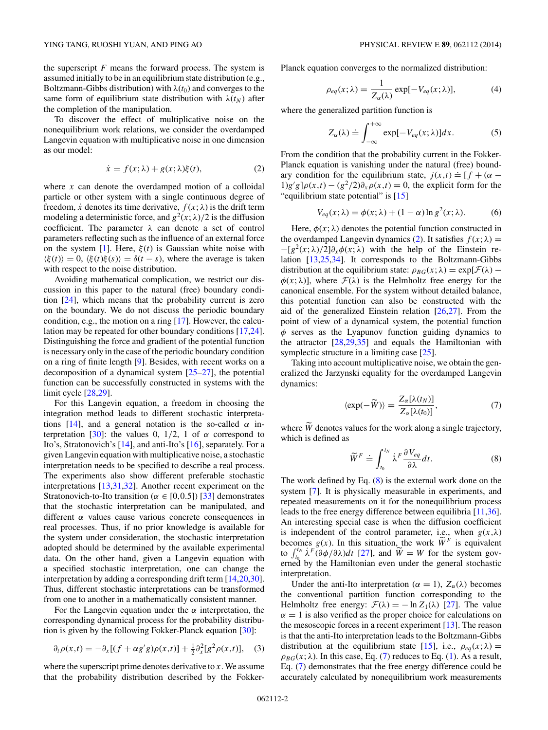the superscript $F$ means the forward process. The system is assumed initially to be in an equilibrium state distribution (e.g., Boltzmann-Gibbs distribution) with $\lambda(t_0)$ and converges to the same form of equilibrium state distribution with $\lambda(t_N)$ after the completion of the manipulation.

To discover the effect of multiplicative noise on the nonequilibrium work relations, we consider the overdamped Langevin equation with multiplicative noise in one dimension as our model:

$$\dot{x} = f(x;\lambda) + g(x;\lambda)\xi(t), \tag{2}$$

where $x$ can denote the overdamped motion of a colloidal particle or other system with a single continuous degree of freedom, $\dot{x}$ denotes its time derivative, $f(x;\lambda)$ is the drift term modeling a deterministic force, and $g^2(x;\lambda)/2$ is the diffusion coefficient. The parameter $\lambda$ can denote a set of control parameters reflecting such as the influence of an external force on the system [1]. Here, $\xi(t)$ is Gaussian white noise with $\langle \xi(t) \rangle = 0$, $\langle \xi(t)\xi(s) \rangle = \delta(t-s)$, where the average is taken with respect to the noise distribution.

Avoiding mathematical complication, we restrict our discussion in this paper to the natural (free) boundary condition [24], which means that the probability current is zero on the boundary. We do not discuss the periodic boundary condition, e.g., the motion on a ring [17]. However, the calculation may be repeated for other boundary conditions [17,24]. Distinguishing the force and gradient of the potential function is necessary only in the case of the periodic boundary condition on a ring of finite length [9]. Besides, with recent works on a decomposition of a dynamical system [25–27], the potential function can be successfully constructed in systems with the limit cycle [28,29].

For this Langevin equation, a freedom in choosing the integration method leads to different stochastic interpretations [14], and a general notation is the so-called $\alpha$ interpretation [30]: the values 0, 1/2, 1 of $\alpha$ correspond to Ito's, Stratonovich's [14], and anti-Ito's [16], separately. For a given Langevin equation with multiplicative noise, a stochastic interpretation needs to be specified to describe a real process. The experiments also show different preferable stochastic interpretations [13,31,32]. Another recent experiment on the Stratonovich-to-Ito transition ($\alpha \in [0,0.5]$) [33] demonstrates that the stochastic interpretation can be manipulated, and different $\alpha$ values cause various concrete consequences in real processes. Thus, if no prior knowledge is available for the system under consideration, the stochastic interpretation adopted should be determined by the available experimental data. On the other hand, given a Langevin equation with a specified stochastic interpretation, one can change the interpretation by adding a corresponding drift term [14,20,30]. Thus, different stochastic interpretations can be transformed from one to another in a mathematically consistent manner.

For the Langevin equation under the $\alpha$ interpretation, the corresponding dynamical process for the probability distribution is given by the following Fokker-Planck equation [30]:

$$\partial_t \rho(x,t) = -\partial_x[(f + \alpha g' g)\rho(x,t)] + \tfrac{1}{2}\partial_x^2[g^2 \rho(x,t)], \tag{3}$$

where the superscript prime denotes derivative to $x$. We assume that the probability distribution described by the Fokker-Planck equation converges to the normalized distribution:

$$\rho_{eq}(x;\lambda) = \frac{1}{Z_\alpha(\lambda)} \exp[-V_{eq}(x;\lambda)], \tag{4}$$

where the generalized partition function is

$$Z_\alpha(\lambda) \doteq \int_{-\infty}^{+\infty} \exp[-V_{eq}(x;\lambda)] dx. \tag{5}$$

From the condition that the probability current in the Fokker-Planck equation is vanishing under the natural (free) boundary condition for the equilibrium state, $j(x,t) \doteq [f + (\alpha - 1)g'g]\rho(x,t) - (g^2/2)\partial_x \rho(x,t) = 0$, the explicit form for the "equilibrium state potential" is [15]

$$V_{eq}(x;\lambda) = \phi(x;\lambda) + (1-\alpha)\ln g^2(x;\lambda). \tag{6}$$

Here, $\phi(x;\lambda)$ denotes the potential function constructed in the overdamped Langevin dynamics (2). It satisfies $f(x;\lambda) = -[g^2(x;\lambda)/2]\partial_x \phi(x;\lambda)$ with the help of the Einstein relation [13,25,34]. It corresponds to the Boltzmann-Gibbs distribution at the equilibrium state: $\rho_{BG}(x;\lambda) = \exp[\mathcal{F}(\lambda) - \phi(x;\lambda)]$, where $\mathcal{F}(\lambda)$ is the Helmholtz free energy for the canonical ensemble. For the system without detailed balance, this potential function can also be constructed with the aid of the generalized Einstein relation [26,27]. From the point of view of a dynamical system, the potential function $\phi$ serves as the Lyapunov function guiding dynamics to the attractor [28,29,35] and equals the Hamiltonian with symplectic structure in a limiting case [25].

Taking into account multiplicative noise, we obtain the generalized the Jarzynski equality for the overdamped Langevin dynamics:

$$\langle \exp(-\widetilde{W}) \rangle = \frac{Z_\alpha[\lambda(t_N)]}{Z_\alpha[\lambda(t_0)]}, \tag{7}$$

where $\widetilde{W}$ denotes values for the work along a single trajectory, which is defined as

$$\widetilde{W}^F \doteq \int_{t_0}^{t_N} \dot{\lambda}^F \frac{\partial V_{eq}}{\partial \lambda} dt. \tag{8}$$

The work defined by Eq. (8) is the external work done on the system [7]. It is physically measurable in experiments, and repeated measurements on it for the nonequilibrium process leads to the free energy difference between equilibria [11,36]. An interesting special case is when the diffusion coefficient is independent of the control parameter, i.e., when $g(x,\lambda)$ becomes $g(x)$. In this situation, the work $\widetilde{W}^F$ is equivalent to $\int_{t_0}^{t_N} \dot{\lambda}^F (\partial\phi/\partial\lambda) dt$ [27], and $\widetilde{W} = W$ for the system governed by the Hamiltonian even under the general stochastic interpretation.

Under the anti-Ito interpretation ($\alpha = 1$), $Z_\alpha(\lambda)$ becomes the conventional partition function corresponding to the Helmholtz free energy: $\mathcal{F}(\lambda) = -\ln Z_1(\lambda)$ [27]. The value $\alpha = 1$ is also verified as the proper choice for calculations on the mesoscopic forces in a recent experiment [13]. The reason is that the anti-Ito interpretation leads to the Boltzmann-Gibbs distribution at the equilibrium state [15], i.e., $\rho_{eq}(x;\lambda) = \rho_{BG}(x;\lambda)$. In this case, Eq. (7) reduces to Eq. (1). As a result, Eq. (7) demonstrates that the free energy difference could be accurately calculated by nonequilibrium work measurements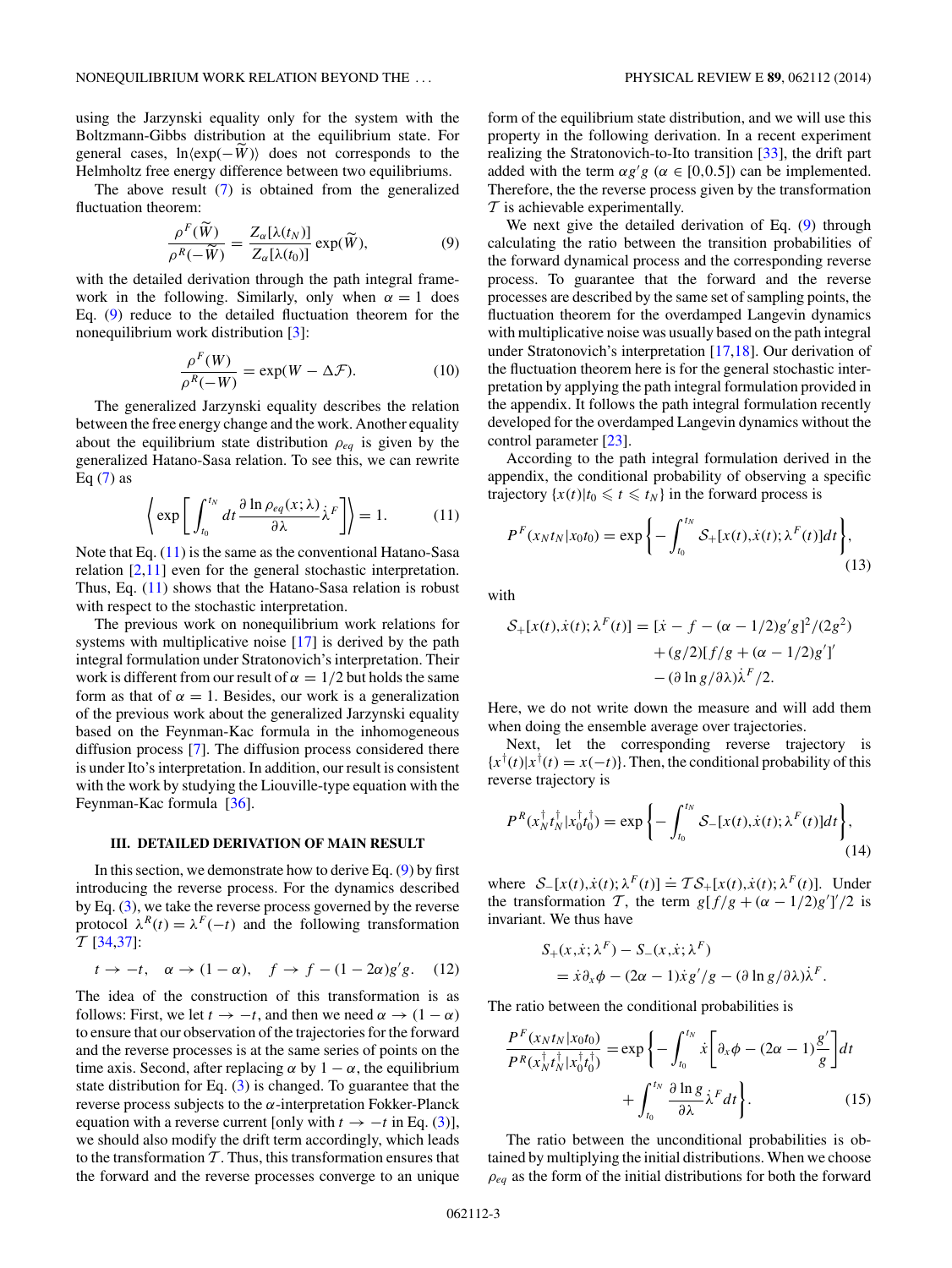using the Jarzynski equality only for the system with the Boltzmann-Gibbs distribution at the equilibrium state. For general cases, $\ln\langle\exp(-\widetilde{W})\rangle$ does not corresponds to the Helmholtz free energy difference between two equilibriums.

The above result (7) is obtained from the generalized fluctuation theorem:

$$\frac{\rho^F(\widetilde{W})}{\rho^R(-\widetilde{W})} = \frac{Z_\alpha[\lambda(t_N)]}{Z_\alpha[\lambda(t_0)]}\exp(\widetilde{W}), \tag{9}$$

with the detailed derivation through the path integral framework in the following. Similarly, only when $\alpha = 1$ does Eq. (9) reduce to the detailed fluctuation theorem for the nonequilibrium work distribution [3]:

$$\frac{\rho^F(W)}{\rho^R(-W)} = \exp(W - \Delta\mathcal{F}). \tag{10}$$

The generalized Jarzynski equality describes the relation between the free energy change and the work. Another equality about the equilibrium state distribution $\rho_{eq}$ is given by the generalized Hatano-Sasa relation. To see this, we can rewrite Eq (7) as

$$\left\langle \exp\left[\int_{t_0}^{t_N} dt \frac{\partial \ln \rho_{eq}(x;\lambda)}{\partial\lambda}\dot{\lambda}^F\right]\right\rangle = 1. \tag{11}$$

Note that Eq. (11) is the same as the conventional Hatano-Sasa relation [2,11] even for the general stochastic interpretation. Thus, Eq. (11) shows that the Hatano-Sasa relation is robust with respect to the stochastic interpretation.

The previous work on nonequilibrium work relations for systems with multiplicative noise [17] is derived by the path integral formulation under Stratonovich's interpretation. Their work is different from our result of $\alpha = 1/2$ but holds the same form as that of $\alpha = 1$. Besides, our work is a generalization of the previous work about the generalized Jarzynski equality based on the Feynman-Kac formula in the inhomogeneous diffusion process [7]. The diffusion process considered there is under Ito's interpretation. In addition, our result is consistent with the work by studying the Liouville-type equation with the Feynman-Kac formula [36].

### III. DETAILED DERIVATION OF MAIN RESULT

In this section, we demonstrate how to derive Eq. (9) by first introducing the reverse process. For the dynamics described by Eq. (3), we take the reverse process governed by the reverse protocol $\lambda^R(t) = \lambda^F(-t)$ and the following transformation $\mathcal{T}$ [34,37]:

$$t \to -t, \quad \alpha \to (1-\alpha), \quad f \to f - (1-2\alpha)g'g. \tag{12}$$

The idea of the construction of this transformation is as follows: First, we let $t \to -t$, and then we need $\alpha \to (1-\alpha)$ to ensure that our observation of the trajectories for the forward and the reverse processes is at the same series of points on the time axis. Second, after replacing $\alpha$ by $1-\alpha$, the equilibrium state distribution for Eq. (3) is changed. To guarantee that the reverse process subjects to the $\alpha$-interpretation Fokker-Planck equation with a reverse current [only with $t \to -t$ in Eq. (3)], we should also modify the drift term accordingly, which leads to the transformation $\mathcal{T}$. Thus, this transformation ensures that the forward and the reverse processes converge to an unique form of the equilibrium state distribution, and we will use this property in the following derivation. In a recent experiment realizing the Stratonovich-to-Ito transition [33], the drift part added with the term $\alpha g'g$ ($\alpha \in [0,0.5]$) can be implemented. Therefore, the the reverse process given by the transformation $\mathcal{T}$ is achievable experimentally.

We next give the detailed derivation of Eq. (9) through calculating the ratio between the transition probabilities of the forward dynamical process and the corresponding reverse process. To guarantee that the forward and the reverse processes are described by the same set of sampling points, the fluctuation theorem for the overdamped Langevin dynamics with multiplicative noise was usually based on the path integral under Stratonovich's interpretation [17,18]. Our derivation of the fluctuation theorem here is for the general stochastic interpretation by applying the path integral formulation provided in the appendix. It follows the path integral formulation recently developed for the overdamped Langevin dynamics without the control parameter [23].

According to the path integral formulation derived in the appendix, the conditional probability of observing a specific trajectory $\{x(t)|t_0 \leqslant t \leqslant t_N\}$ in the forward process is

$$P^F(x_N t_N|x_0 t_0) = \exp\left\{-\int_{t_0}^{t_N} \mathcal{S}_+[x(t),\dot{x}(t);\lambda^F(t)]dt\right\}, \tag{13}$$

with

$$\begin{aligned}\mathcal{S}_+[x(t),\dot{x}(t);\lambda^F(t)] = {} & [\dot{x} - f - (\alpha - 1/2)g'g]^2/(2g^2) \\ & + (g/2)[f/g + (\alpha - 1/2)g']' \\ & - (\partial \ln g/\partial\lambda)\dot{\lambda}^F/2.\end{aligned}$$

Here, we do not write down the measure and will add them when doing the ensemble average over trajectories.

Next, let the corresponding reverse trajectory is $\{x^\dagger(t)|x^\dagger(t) = x(-t)\}$. Then, the conditional probability of this reverse trajectory is

$$P^R(x_N^\dagger t_N^\dagger|x_0^\dagger t_0^\dagger) = \exp\left\{-\int_{t_0}^{t_N} \mathcal{S}_-[x(t),\dot{x}(t);\lambda^F(t)]dt\right\}, \tag{14}$$

where $\mathcal{S}_-[x(t),\dot{x}(t);\lambda^F(t)] \doteq \mathcal{T}\mathcal{S}_+[x(t),\dot{x}(t);\lambda^F(t)]$. Under the transformation $\mathcal{T}$, the term $g[f/g + (\alpha - 1/2)g']'/2$ is invariant. We thus have

$$\begin{aligned}& S_+(x,\dot{x};\lambda^F) - S_-(x,\dot{x};\lambda^F) \\ & \quad = \dot{x}\partial_x\phi - (2\alpha - 1)\dot{x}g'/g - (\partial \ln g/\partial\lambda)\dot{\lambda}^F.\end{aligned}$$

The ratio between the conditional probabilities is

$$\frac{P^F(x_N t_N|x_0 t_0)}{P^R(x_N^\dagger t_N^\dagger|x_0^\dagger t_0^\dagger)} = \exp\left\{-\int_{t_0}^{t_N} \dot{x}\left[\partial_x\phi - (2\alpha - 1)\frac{g'}{g}\right]dt + \int_{t_0}^{t_N} \frac{\partial \ln g}{\partial\lambda}\dot{\lambda}^F dt\right\}. \tag{15}$$

The ratio between the unconditional probabilities is obtained by multiplying the initial distributions. When we choose $\rho_{eq}$ as the form of the initial distributions for both the forward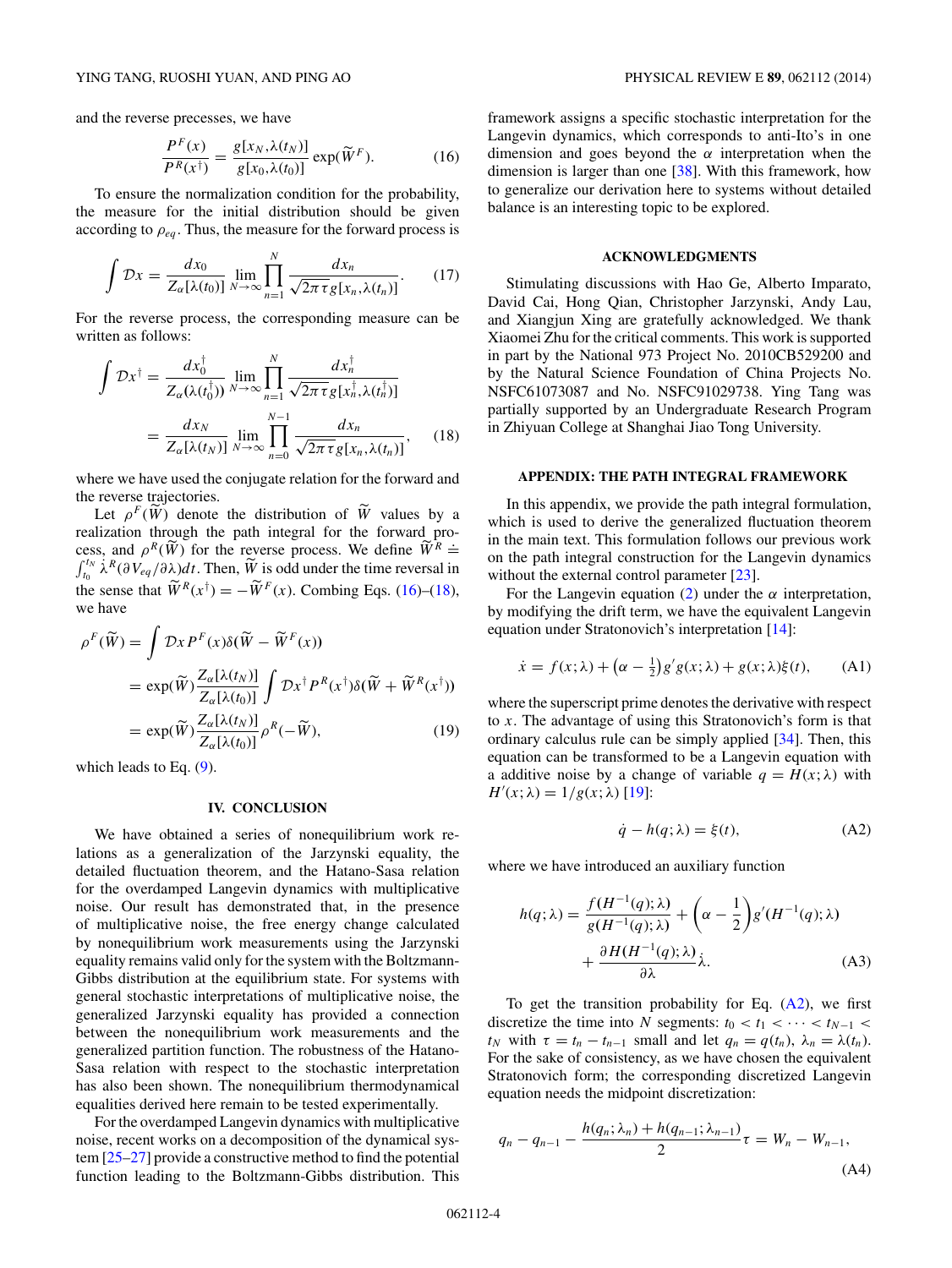and the reverse precesses, we have

$$\frac{P^F(x)}{P^R(x^\dagger)} = \frac{g[x_N,\lambda(t_N)]}{g[x_0,\lambda(t_0)]}\exp(\widetilde{W}^F). \tag{16}$$

To ensure the normalization condition for the probability, the measure for the initial distribution should be given according to $\rho_{eq}$. Thus, the measure for the forward process is

$$\int \mathcal{D}x = \frac{dx_0}{Z_\alpha[\lambda(t_0)]}\lim_{N\to\infty}\prod_{n=1}^{N}\frac{dx_n}{\sqrt{2\pi\tau}\,g[x_n,\lambda(t_n)]}. \tag{17}$$

For the reverse process, the corresponding measure can be written as follows:

$$\begin{aligned}\int \mathcal{D}x^\dagger &= \frac{dx_0^\dagger}{Z_\alpha(\lambda(t_0^\dagger))}\lim_{N\to\infty}\prod_{n=1}^{N}\frac{dx_n^\dagger}{\sqrt{2\pi\tau}\,g[x_n^\dagger,\lambda(t_n^\dagger)]}\\ &= \frac{dx_N}{Z_\alpha[\lambda(t_N)]}\lim_{N\to\infty}\prod_{n=0}^{N-1}\frac{dx_n}{\sqrt{2\pi\tau}\,g[x_n,\lambda(t_n)]},\end{aligned} \tag{18}$$

where we have used the conjugate relation for the forward and the reverse trajectories.

Let $\rho^F(\widetilde{W})$ denote the distribution of $\widetilde{W}$ values by a realization through the path integral for the forward process, and $\rho^R(\widetilde{W})$ for the reverse process. We define $\widetilde{W}^R \doteq \int_{t_0}^{t_N}\dot{\lambda}^R(\partial V_{eq}/\partial\lambda)dt$. Then, $\widetilde{W}$ is odd under the time reversal in the sense that $\widetilde{W}^R(x^\dagger) = -\widetilde{W}^F(x)$. Combing Eqs. (16)–(18), we have

$$\begin{aligned}\rho^F(\widetilde{W}) &= \int \mathcal{D}x\,P^F(x)\delta(\widetilde{W}-\widetilde{W}^F(x))\\ &= \exp(\widetilde{W})\frac{Z_\alpha[\lambda(t_N)]}{Z_\alpha[\lambda(t_0)]}\int \mathcal{D}x^\dagger P^R(x^\dagger)\delta(\widetilde{W}+\widetilde{W}^R(x^\dagger))\\ &= \exp(\widetilde{W})\frac{Z_\alpha[\lambda(t_N)]}{Z_\alpha[\lambda(t_0)]}\rho^R(-\widetilde{W}),\end{aligned} \tag{19}$$

which leads to Eq. (9).

## IV. CONCLUSION

We have obtained a series of nonequilibrium work relations as a generalization of the Jarzynski equality, the detailed fluctuation theorem, and the Hatano-Sasa relation for the overdamped Langevin dynamics with multiplicative noise. Our result has demonstrated that, in the presence of multiplicative noise, the free energy change calculated by nonequilibrium work measurements using the Jarzynski equality remains valid only for the system with the Boltzmann-Gibbs distribution at the equilibrium state. For systems with general stochastic interpretations of multiplicative noise, the generalized Jarzynski equality has provided a connection between the nonequilibrium work measurements and the generalized partition function. The robustness of the Hatano-Sasa relation with respect to the stochastic interpretation has also been shown. The nonequilibrium thermodynamical equalities derived here remain to be tested experimentally.

For the overdamped Langevin dynamics with multiplicative noise, recent works on a decomposition of the dynamical system [25–27] provide a constructive method to find the potential function leading to the Boltzmann-Gibbs distribution. This framework assigns a specific stochastic interpretation for the Langevin dynamics, which corresponds to anti-Ito's in one dimension and goes beyond the $\alpha$ interpretation when the dimension is larger than one [38]. With this framework, how to generalize our derivation here to systems without detailed balance is an interesting topic to be explored.

## ACKNOWLEDGMENTS

Stimulating discussions with Hao Ge, Alberto Imparato, David Cai, Hong Qian, Christopher Jarzynski, Andy Lau, and Xiangjun Xing are gratefully acknowledged. We thank Xiaomei Zhu for the critical comments. This work is supported in part by the National 973 Project No. 2010CB529200 and by the Natural Science Foundation of China Projects No. NSFC61073087 and No. NSFC91029738. Ying Tang was partially supported by an Undergraduate Research Program in Zhiyuan College at Shanghai Jiao Tong University.

## APPENDIX: THE PATH INTEGRAL FRAMEWORK

In this appendix, we provide the path integral formulation, which is used to derive the generalized fluctuation theorem in the main text. This formulation follows our previous work on the path integral construction for the Langevin dynamics without the external control parameter [23].

For the Langevin equation (2) under the $\alpha$ interpretation, by modifying the drift term, we have the equivalent Langevin equation under Stratonovich's interpretation [14]:

$$\dot{x} = f(x;\lambda) + \left(\alpha - \tfrac{1}{2}\right)g'g(x;\lambda) + g(x;\lambda)\xi(t), \tag{A1}$$

where the superscript prime denotes the derivative with respect to $x$. The advantage of using this Stratonovich's form is that ordinary calculus rule can be simply applied [34]. Then, this equation can be transformed to be a Langevin equation with a additive noise by a change of variable $q = H(x;\lambda)$ with $H'(x;\lambda) = 1/g(x;\lambda)$ [19]:

$$\dot{q} - h(q;\lambda) = \xi(t), \tag{A2}$$

where we have introduced an auxiliary function

$$\begin{aligned}h(q;\lambda) = \frac{f(H^{-1}(q);\lambda)}{g(H^{-1}(q);\lambda)} + \left(\alpha - \frac{1}{2}\right)g'(H^{-1}(q);\lambda)\\ + \frac{\partial H(H^{-1}(q);\lambda)}{\partial\lambda}\dot{\lambda}.\end{aligned} \tag{A3}$$

To get the transition probability for Eq. (A2), we first discretize the time into $N$ segments: $t_0 < t_1 < \cdots < t_{N-1} < t_N$ with $\tau = t_n - t_{n-1}$ small and let $q_n = q(t_n)$, $\lambda_n = \lambda(t_n)$. For the sake of consistency, as we have chosen the equivalent Stratonovich form; the corresponding discretized Langevin equation needs the midpoint discretization:

$$q_n - q_{n-1} - \frac{h(q_n;\lambda_n) + h(q_{n-1};\lambda_{n-1})}{2}\tau = W_n - W_{n-1}, \tag{A4}$$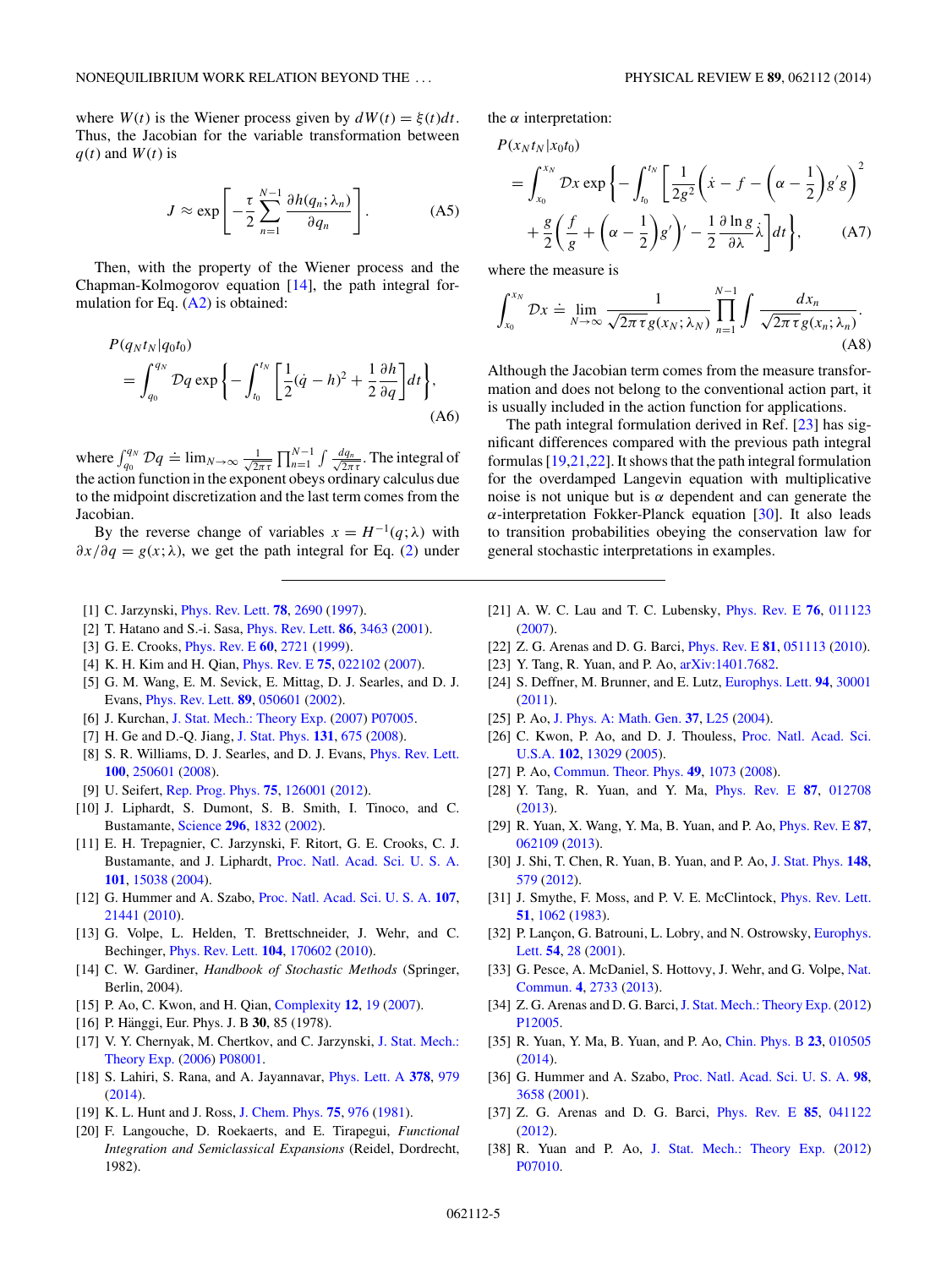where $W(t)$ is the Wiener process given by $dW(t) = \xi(t)dt$. Thus, the Jacobian for the variable transformation between $q(t)$ and $W(t)$ is

$$J \approx \exp\left[-\frac{\tau}{2}\sum_{n=1}^{N-1}\frac{\partial h(q_n;\lambda_n)}{\partial q_n}\right]. \tag{A5}$$

Then, with the property of the Wiener process and the Chapman-Kolmogorov equation [14], the path integral formulation for Eq. (A2) is obtained:

$$P(q_N t_N|q_0 t_0) = \int_{q_0}^{q_N}\mathcal{D}q \exp\left\{-\int_{t_0}^{t_N}\left[\frac{1}{2}(\dot{q}-h)^2 + \frac{1}{2}\frac{\partial h}{\partial q}\right]dt\right\}, \tag{A6}$$

where $\int_{q_0}^{q_N}\mathcal{D}q \doteq \lim_{N\to\infty}\frac{1}{\sqrt{2\pi\tau}}\prod_{n=1}^{N-1}\int\frac{dq_n}{\sqrt{2\pi\tau}}$. The integral of the action function in the exponent obeys ordinary calculus due to the midpoint discretization and the last term comes from the Jacobian.

By the reverse change of variables $x = H^{-1}(q;\lambda)$ with $\partial x/\partial q = g(x;\lambda)$, we get the path integral for Eq. (2) under the $\alpha$ interpretation:

$$P(x_N t_N|x_0 t_0) = \int_{x_0}^{x_N}\mathcal{D}x \exp\left\{-\int_{t_0}^{t_N}\left[\frac{1}{2g^2}\left(\dot{x} - f - \left(\alpha - \frac{1}{2}\right)g'g\right)^2 + \frac{g}{2}\left(\frac{f}{g} + \left(\alpha - \frac{1}{2}\right)g'\right)' - \frac{1}{2}\frac{\partial \ln g}{\partial \lambda}\dot{\lambda}\right]dt\right\}, \tag{A7}$$

where the measure is

$$\int_{x_0}^{x_N}\mathcal{D}x \doteq \lim_{N\to\infty}\frac{1}{\sqrt{2\pi\tau}\,g(x_N;\lambda_N)}\prod_{n=1}^{N-1}\int\frac{dx_n}{\sqrt{2\pi\tau}\,g(x_n;\lambda_n)}. \tag{A8}$$

Although the Jacobian term comes from the measure transformation and does not belong to the conventional action part, it is usually included in the action function for applications.

The path integral formulation derived in Ref. [23] has significant differences compared with the previous path integral formulas [19,21,22]. It shows that the path integral formulation for the overdamped Langevin equation with multiplicative noise is not unique but is $\alpha$ dependent and can generate the $\alpha$-interpretation Fokker-Planck equation [30]. It also leads to transition probabilities obeying the conservation law for general stochastic interpretations in examples.

---

[1] C. Jarzynski, Phys. Rev. Lett. **78**, 2690 (1997).
[2] T. Hatano and S.-i. Sasa, Phys. Rev. Lett. **86**, 3463 (2001).
[3] G. E. Crooks, Phys. Rev. E **60**, 2721 (1999).
[4] K. H. Kim and H. Qian, Phys. Rev. E **75**, 022102 (2007).
[5] G. M. Wang, E. M. Sevick, E. Mittag, D. J. Searles, and D. J. Evans, Phys. Rev. Lett. **89**, 050601 (2002).
[6] J. Kurchan, J. Stat. Mech.: Theory Exp. (2007) P07005.
[7] H. Ge and D.-Q. Jiang, J. Stat. Phys. **131**, 675 (2008).
[8] S. R. Williams, D. J. Searles, and D. J. Evans, Phys. Rev. Lett. **100**, 250601 (2008).
[9] U. Seifert, Rep. Prog. Phys. **75**, 126001 (2012).
[10] J. Liphardt, S. Dumont, S. B. Smith, I. Tinoco, and C. Bustamante, Science **296**, 1832 (2002).
[11] E. H. Trepagnier, C. Jarzynski, F. Ritort, G. E. Crooks, C. J. Bustamante, and J. Liphardt, Proc. Natl. Acad. Sci. U. S. A. **101**, 15038 (2004).
[12] G. Hummer and A. Szabo, Proc. Natl. Acad. Sci. U. S. A. **107**, 21441 (2010).
[13] G. Volpe, L. Helden, T. Brettschneider, J. Wehr, and C. Bechinger, Phys. Rev. Lett. **104**, 170602 (2010).
[14] C. W. Gardiner, *Handbook of Stochastic Methods* (Springer, Berlin, 2004).
[15] P. Ao, C. Kwon, and H. Qian, Complexity **12**, 19 (2007).
[16] P. Hänggi, Eur. Phys. J. B **30**, 85 (1978).
[17] V. Y. Chernyak, M. Chertkov, and C. Jarzynski, J. Stat. Mech.: Theory Exp. (2006) P08001.
[18] S. Lahiri, S. Rana, and A. Jayannavar, Phys. Lett. A **378**, 979 (2014).
[19] K. L. Hunt and J. Ross, J. Chem. Phys. **75**, 976 (1981).
[20] F. Langouche, D. Roekaerts, and E. Tirapegui, *Functional Integration and Semiclassical Expansions* (Reidel, Dordrecht, 1982).
[21] A. W. C. Lau and T. C. Lubensky, Phys. Rev. E **76**, 011123 (2007).
[22] Z. G. Arenas and D. G. Barci, Phys. Rev. E **81**, 051113 (2010).
[23] Y. Tang, R. Yuan, and P. Ao, arXiv:1401.7682.
[24] S. Deffner, M. Brunner, and E. Lutz, Europhys. Lett. **94**, 30001 (2011).
[25] P. Ao, J. Phys. A: Math. Gen. **37**, L25 (2004).
[26] C. Kwon, P. Ao, and D. J. Thouless, Proc. Natl. Acad. Sci. U.S.A. **102**, 13029 (2005).
[27] P. Ao, Commun. Theor. Phys. **49**, 1073 (2008).
[28] Y. Tang, R. Yuan, and Y. Ma, Phys. Rev. E **87**, 012708 (2013).
[29] R. Yuan, X. Wang, Y. Ma, B. Yuan, and P. Ao, Phys. Rev. E **87**, 062109 (2013).
[30] J. Shi, T. Chen, R. Yuan, B. Yuan, and P. Ao, J. Stat. Phys. **148**, 579 (2012).
[31] J. Smythe, F. Moss, and P. V. E. McClintock, Phys. Rev. Lett. **51**, 1062 (1983).
[32] P. Lançon, G. Batrouni, L. Lobry, and N. Ostrowsky, Europhys. Lett. **54**, 28 (2001).
[33] G. Pesce, A. McDaniel, S. Hottovy, J. Wehr, and G. Volpe, Nat. Commun. **4**, 2733 (2013).
[34] Z. G. Arenas and D. G. Barci, J. Stat. Mech.: Theory Exp. (2012) P12005.
[35] R. Yuan, Y. Ma, B. Yuan, and P. Ao, Chin. Phys. B **23**, 010505 (2014).
[36] G. Hummer and A. Szabo, Proc. Natl. Acad. Sci. U. S. A. **98**, 3658 (2001).
[37] Z. G. Arenas and D. G. Barci, Phys. Rev. E **85**, 041122 (2012).
[38] R. Yuan and P. Ao, J. Stat. Mech.: Theory Exp. (2012) P07010.